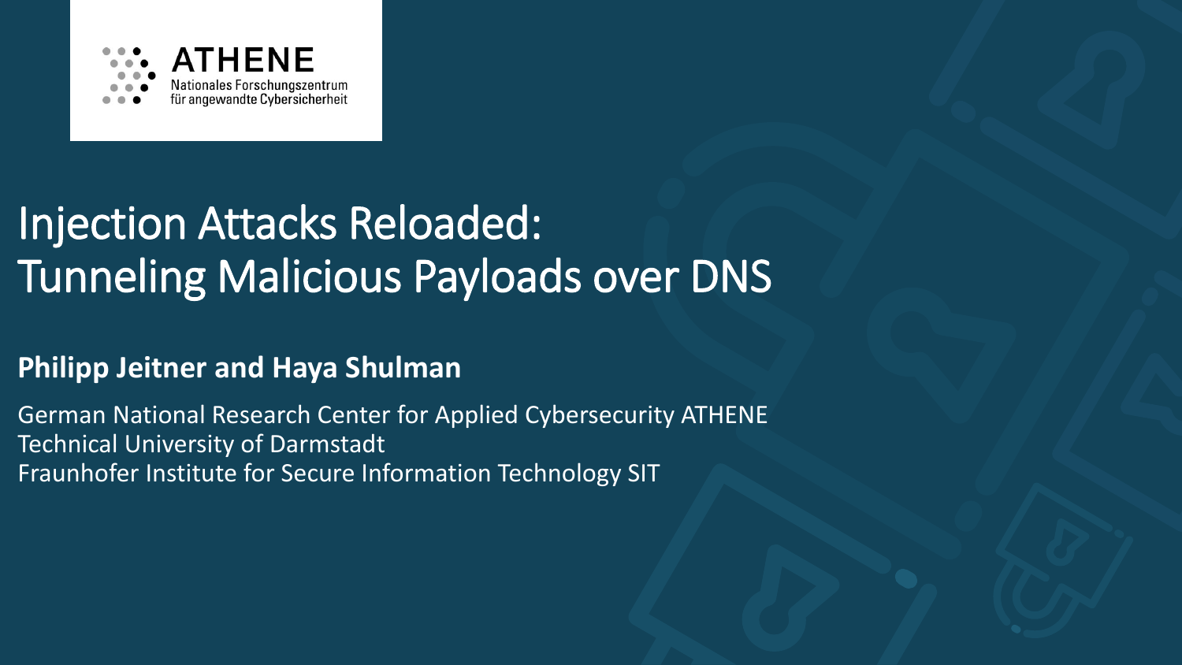ATHENE

Nationales Forschungszentrum für angewandte Cybersicherheit

# Injection Attacks Reloaded: Tunneling Malicious Payloads over DNS

**Philipp Jeitner and Haya Shulman**

German National Research Center for Applied Cybersecurity ATHENE
Technical University of Darmstadt
Fraunhofer Institute for Secure Information Technology SIT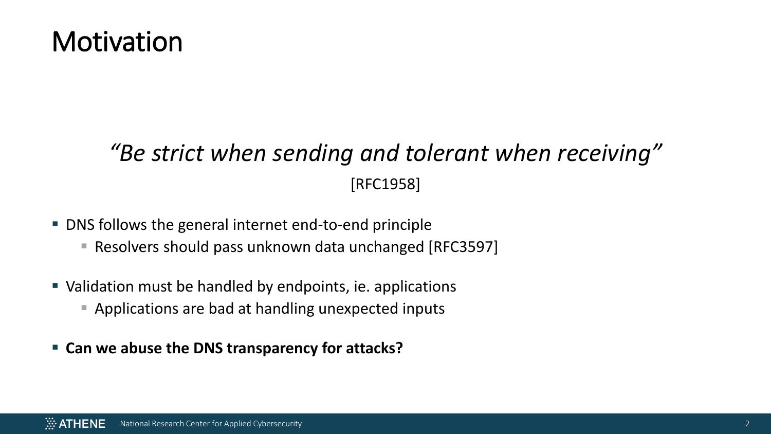# Motivation

*"Be strict when sending and tolerant when receiving"*

[RFC1958]

- DNS follows the general internet end-to-end principle
  - Resolvers should pass unknown data unchanged [RFC3597]
- Validation must be handled by endpoints, ie. applications
  - Applications are bad at handling unexpected inputs
- **Can we abuse the DNS transparency for attacks?**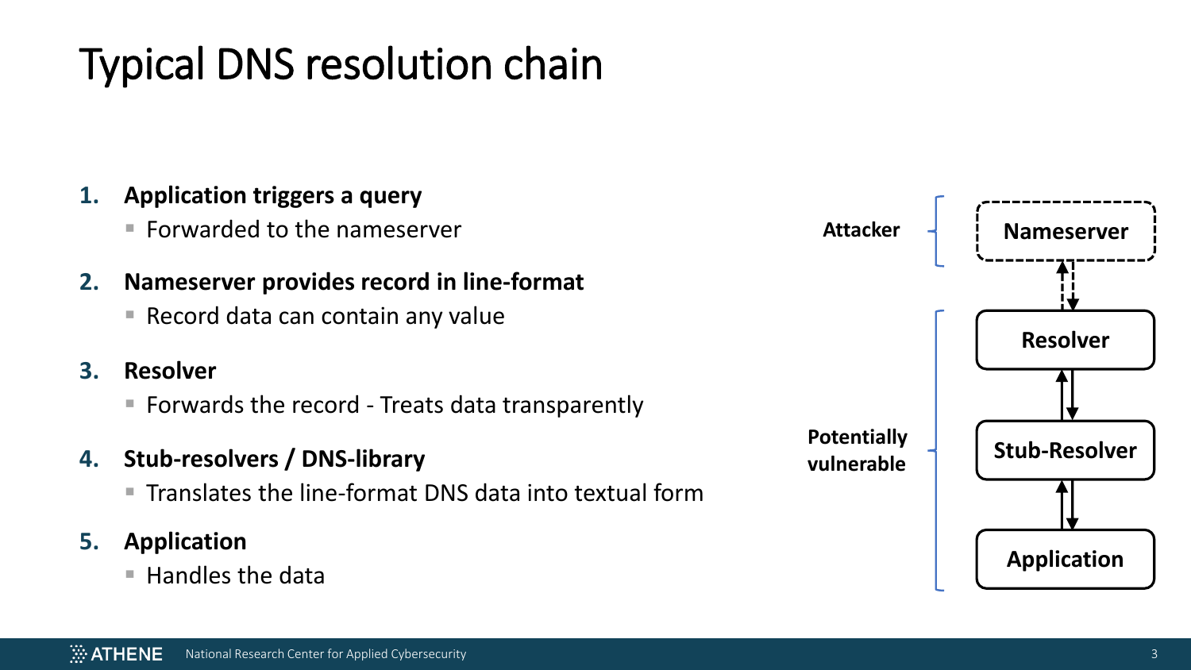# Typical DNS resolution chain

1. **Application triggers a query**
   - Forwarded to the nameserver
2. **Nameserver provides record in line-format**
   - Record data can contain any value
3. **Resolver**
   - Forwards the record - Treats data transparently
4. **Stub-resolvers / DNS-library**
   - Translates the line-format DNS data into textual form
5. **Application**
   - Handles the data

**Attacker** — Nameserver

**Potentially vulnerable** — Resolver, Stub-Resolver, Application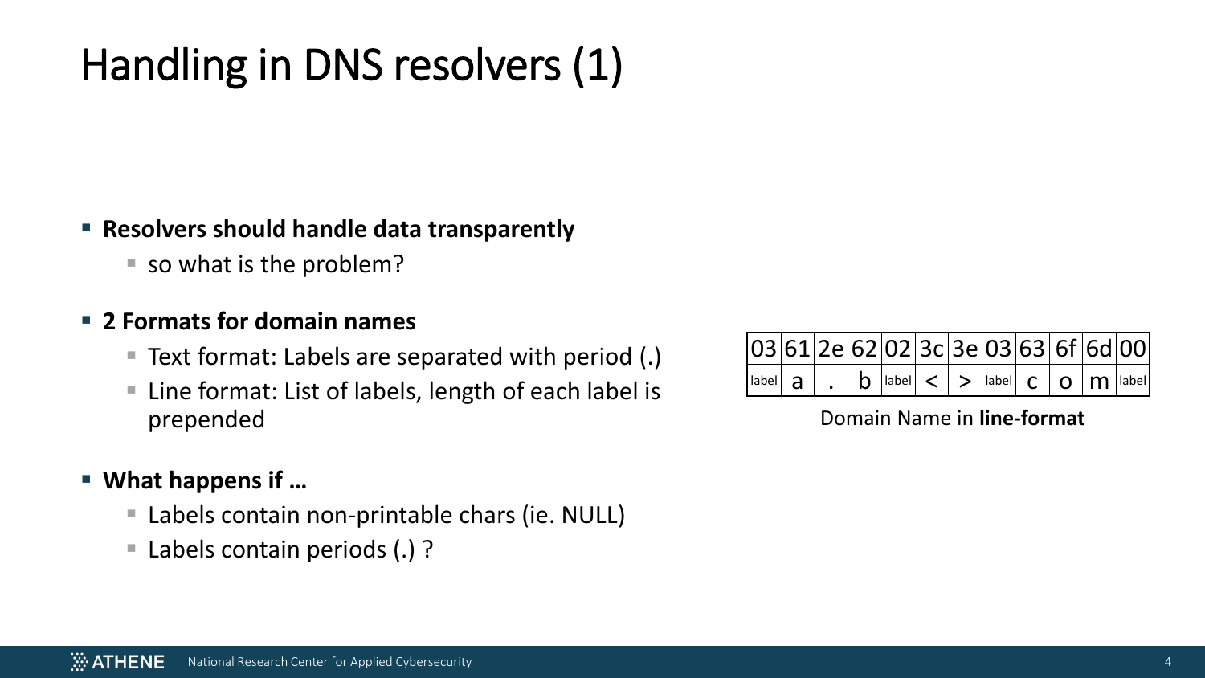# Handling in DNS resolvers (1)

- **Resolvers should handle data transparently**
  - so what is the problem?
- **2 Formats for domain names**
  - Text format: Labels are separated with period (.)
  - Line format: List of labels, length of each label is prepended
- **What happens if …**
  - Labels contain non-printable chars (ie. NULL)
  - Labels contain periods (.) ?

| 03 | 61 | 2e | 62 | 02 | 3c | 3e | 03 | 63 | 6f | 6d | 00 |
|---|---|---|---|---|---|---|---|---|---|---|---|
| label | a | . | b | label | < | > | label | c | o | m | label |

Domain Name in **line-format**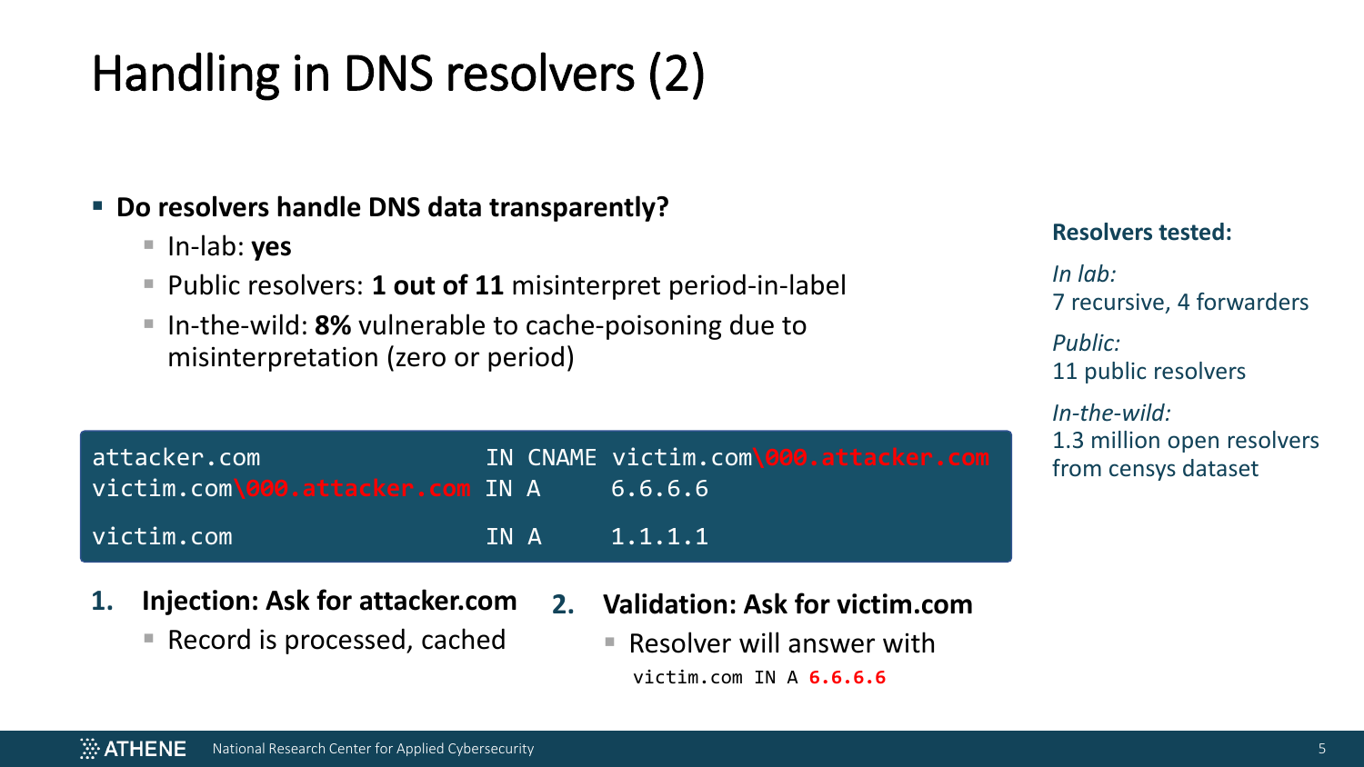# Handling in DNS resolvers (2)

- **Do resolvers handle DNS data transparently?**
  - In-lab: **yes**
  - Public resolvers: **1 out of 11** misinterpret period-in-label
  - In-the-wild: **8%** vulnerable to cache-poisoning due to misinterpretation (zero or period)

**Resolvers tested:**

*In lab:*
7 recursive, 4 forwarders

*Public:*
11 public resolvers

*In-the-wild:*
1.3 million open resolvers from censys dataset

```
attacker.com                  IN CNAME victim.com\000.attacker.com
victim.com\000.attacker.com   IN A     6.6.6.6

victim.com                    IN A     1.1.1.1
```

1. **Injection: Ask for attacker.com**
   - Record is processed, cached
2. **Validation: Ask for victim.com**
   - Resolver will answer with
     `victim.com IN A` **6.6.6.6**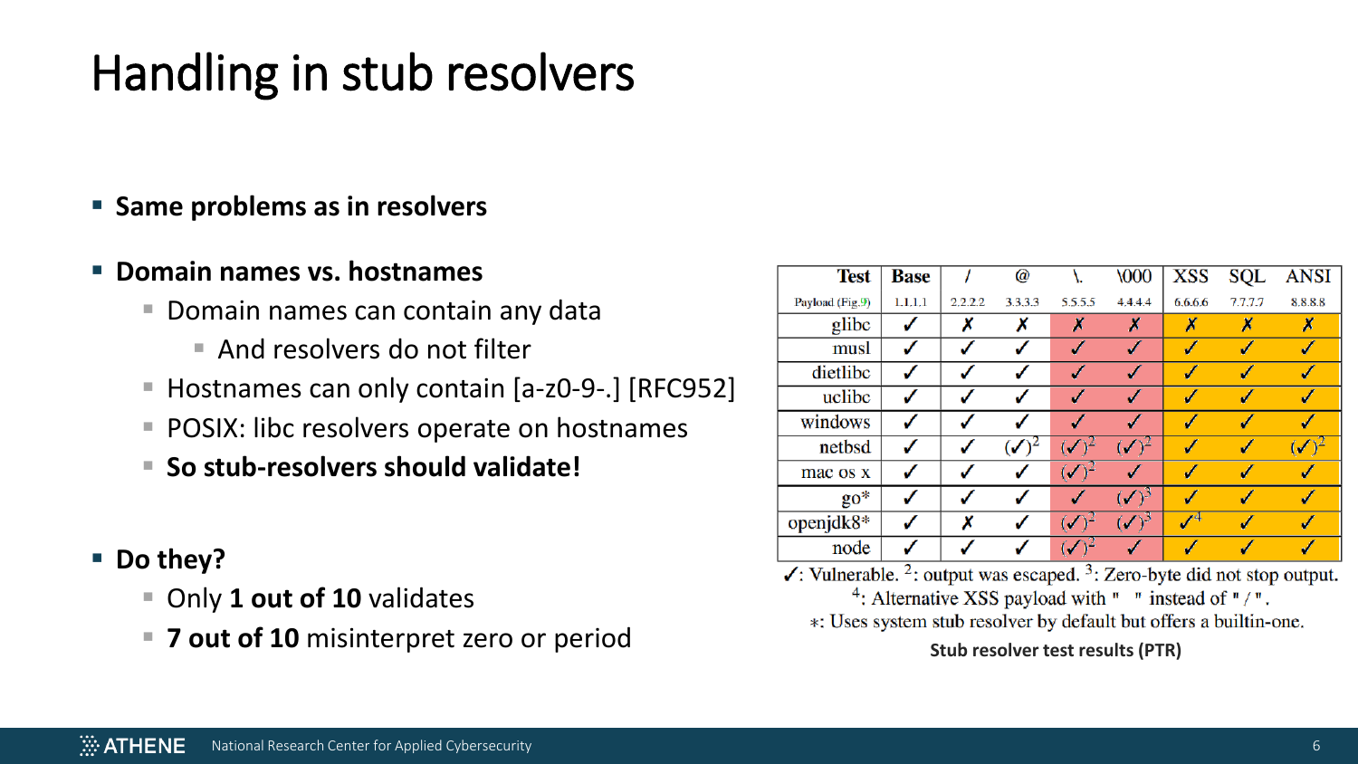# Handling in stub resolvers

- **Same problems as in resolvers**
- **Domain names vs. hostnames**
  - Domain names can contain any data
    - And resolvers do not filter
  - Hostnames can only contain [a-z0-9-.] [RFC952]
  - POSIX: libc resolvers operate on hostnames
  - **So stub-resolvers should validate!**
- **Do they?**
  - Only **1 out of 10** validates
  - **7 out of 10** misinterpret zero or period

| Test | Base | / | @ | \. | \000 | XSS | SQL | ANSI |
|---|---|---|---|---|---|---|---|---|
| Payload (Fig.9) | 1.1.1.1 | 2.2.2.2 | 3.3.3.3 | 5.5.5.5 | 4.4.4.4 | 6.6.6.6 | 7.7.7.7 | 8.8.8.8 |
| glibc | ✓ | ✗ | ✗ | ✗ | ✗ | ✗ | ✗ | ✗ |
| musl | ✓ | ✓ | ✓ | ✓ | ✓ | ✓ | ✓ | ✓ |
| dietlibc | ✓ | ✓ | ✓ | ✓ | ✓ | ✓ | ✓ | ✓ |
| uclibc | ✓ | ✓ | ✓ | ✓ | ✓ | ✓ | ✓ | ✓ |
| windows | ✓ | ✓ | ✓ | ✓ | ✓ | ✓ | ✓ | ✓ |
| netbsd | ✓ | ✓ | (✓)[2] | (✓)[2] | (✓)[2] | ✓ | ✓ | (✓)[2] |
| mac os x | ✓ | ✓ | ✓ | (✓)[2] | ✓ | ✓ | ✓ | ✓ |
| go* | ✓ | ✓ | ✓ | ✓ | (✓)[3] | ✓ | ✓ | ✓ |
| openjdk8* | ✓ | ✗ | ✓ | (✓)[2] | (✓)[3] | ✓[4] | ✓ | ✓ |
| node | ✓ | ✓ | ✓ | (✓)[2] | ✓ | ✓ | ✓ | ✓ |

✓: Vulnerable. [2]: output was escaped. [3]: Zero-byte did not stop output. [4]: Alternative XSS payload with " " instead of "/". *: Uses system stub resolver by default but offers a builtin-one.

**Stub resolver test results (PTR)**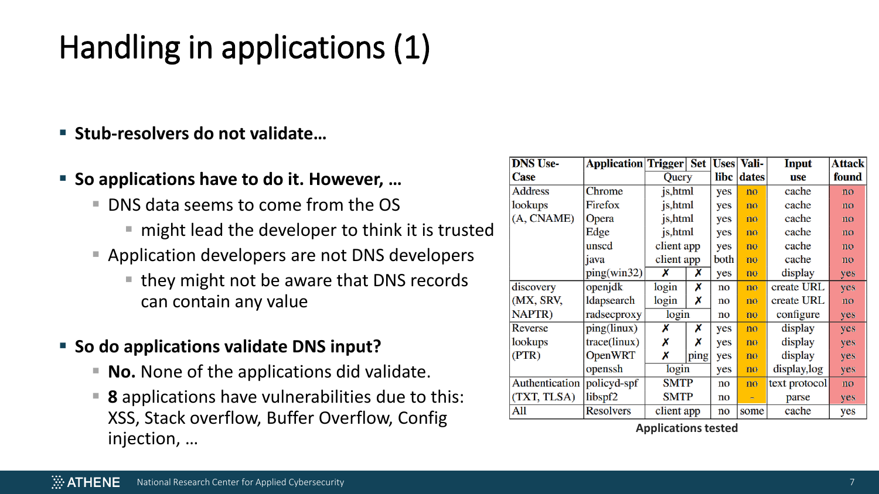# Handling in applications (1)

- **Stub-resolvers do not validate…**
- **So applications have to do it. However, …**
  - DNS data seems to come from the OS
    - might lead the developer to think it is trusted
  - Application developers are not DNS developers
    - they might not be aware that DNS records can contain any value
- **So do applications validate DNS input?**
  - **No.** None of the applications did validate.
  - **8** applications have vulnerabilities due to this: XSS, Stack overflow, Buffer Overflow, Config injection, …

| DNS Use-Case | Application | Trigger | Set | Uses libc | Vali-dates | Input use | Attack found |
|---|---|---|---|---|---|---|---|
| | | Query | | | | | |
| Address lookups (A, CNAME) | Chrome | js,html | | yes | no | cache | no |
| | Firefox | js,html | | yes | no | cache | no |
| | Opera | js,html | | yes | no | cache | no |
| | Edge | js,html | | yes | no | cache | no |
| | unscd | client app | | yes | no | cache | no |
| | java | client app | | both | no | cache | no |
| | ping(win32) | ✗ | ✗ | yes | no | display | yes |
| discovery (MX, SRV, NAPTR) | openjdk | login | ✗ | no | no | create URL | yes |
| | ldapsearch | login | ✗ | no | no | create URL | no |
| | radsecproxy | login | | no | no | configure | yes |
| Reverse lookups (PTR) | ping(linux) | ✗ | ✗ | yes | no | display | yes |
| | trace(linux) | ✗ | ✗ | yes | no | display | yes |
| | OpenWRT | ✗ | ping | yes | no | display | yes |
| | openssh | login | | yes | no | display,log | yes |
| Authentication (TXT, TLSA) | policyd-spf | SMTP | | no | no | text protocol | no |
| | libspf2 | SMTP | | no | - | parse | yes |
| All | Resolvers | client app | | no | some | cache | yes |

Applications tested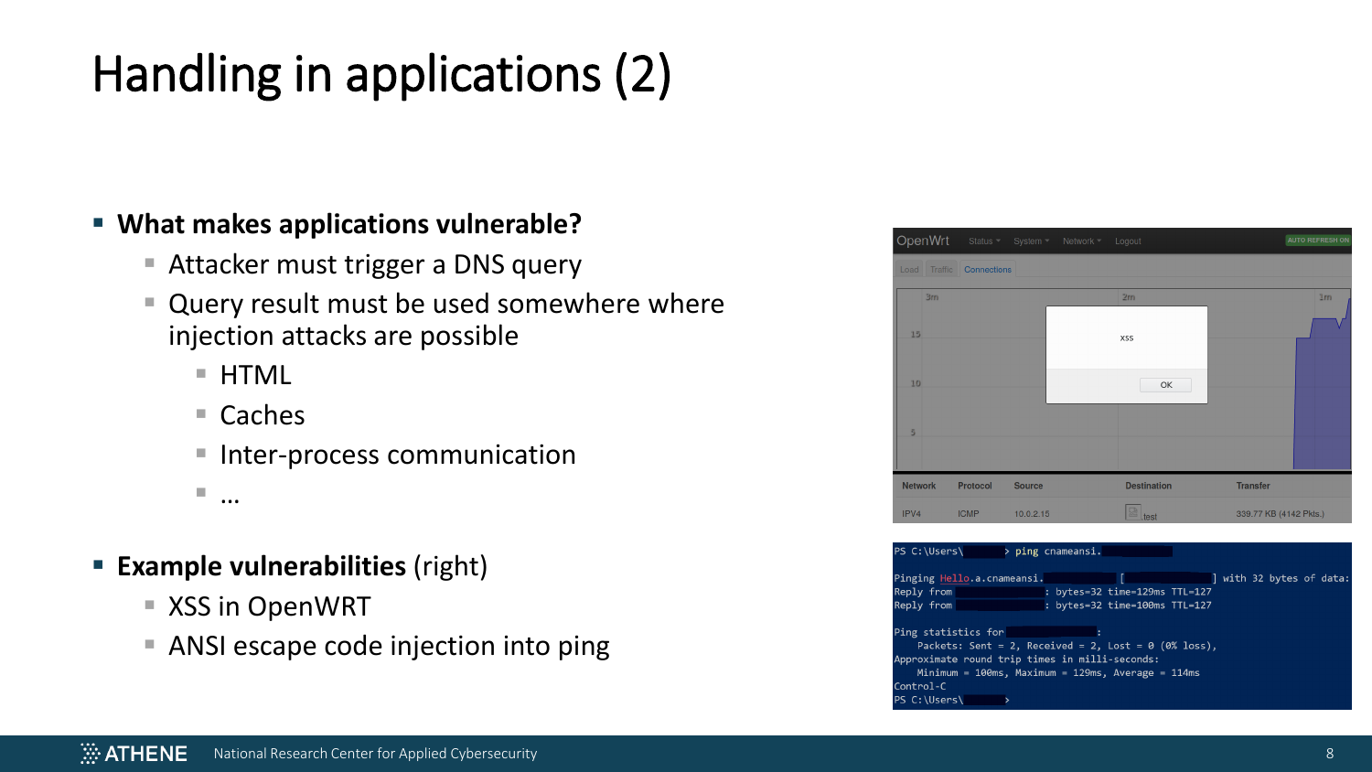# Handling in applications (2)

- **What makes applications vulnerable?**
  - Attacker must trigger a DNS query
  - Query result must be used somewhere where injection attacks are possible
    - HTML
    - Caches
    - Inter-process communication
    - …
- **Example vulnerabilities** (right)
  - XSS in OpenWRT
  - ANSI escape code injection into ping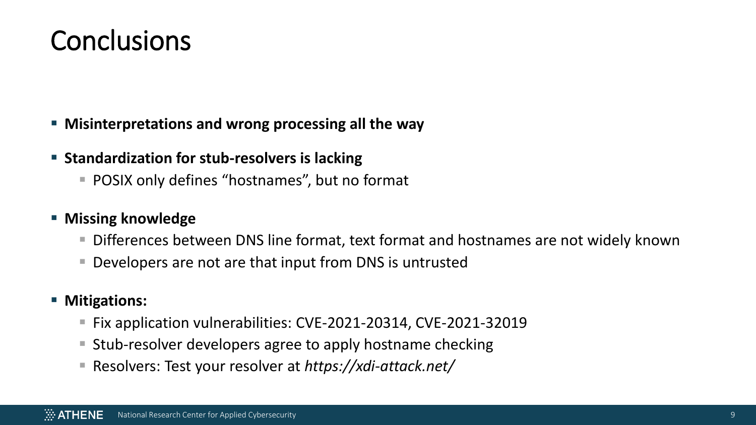# Conclusions

- **Misinterpretations and wrong processing all the way**
- **Standardization for stub-resolvers is lacking**
  - POSIX only defines "hostnames", but no format
- **Missing knowledge**
  - Differences between DNS line format, text format and hostnames are not widely known
  - Developers are not are that input from DNS is untrusted
- **Mitigations:**
  - Fix application vulnerabilities: CVE-2021-20314, CVE-2021-32019
  - Stub-resolver developers agree to apply hostname checking
  - Resolvers: Test your resolver at *https://xdi-attack.net/*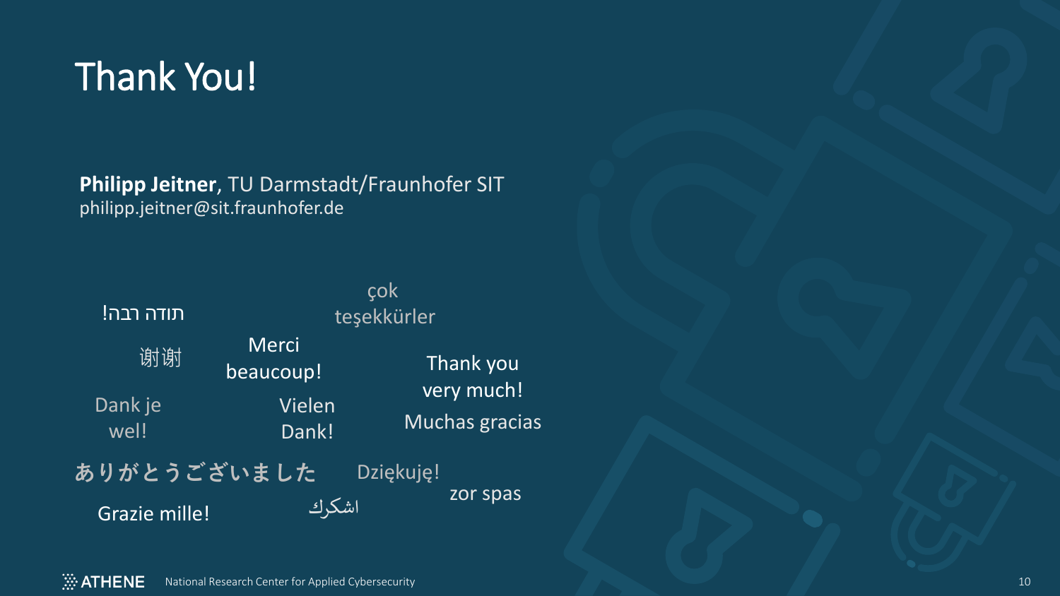# Thank You!

**Philipp Jeitner**, TU Darmstadt/Fraunhofer SIT
philipp.jeitner@sit.fraunhofer.de

תודה רבה!

çok teşekkürler

谢谢

Merci beaucoup!

Thank you very much!

Dank je wel!

Vielen Dank!

Muchas gracias

ありがとうございました

Dziękuję!

zor spas

Grazie mille!

اشكرك

ATHENE National Research Center for Applied Cybersecurity